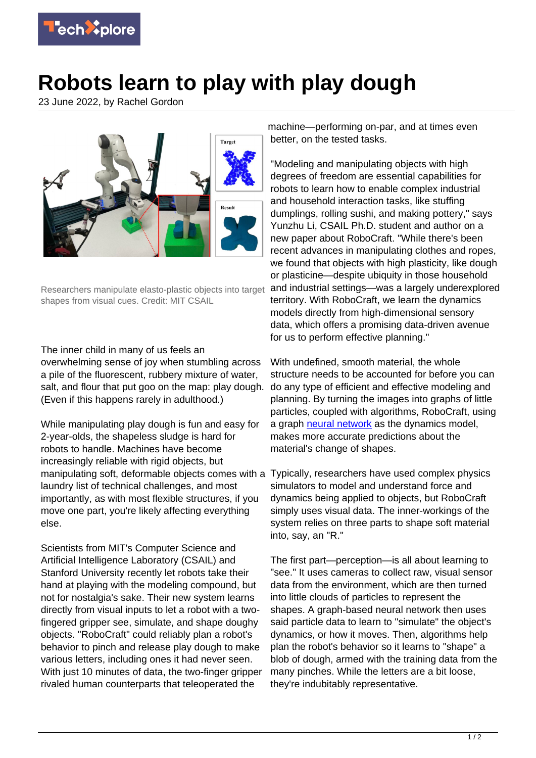# Robots learn to play with play dough

23 June 2022, by Rachel Gordon

Researchers manipulate elasto-plastic objects into target shapes from visual cues. Credit: MIT CSAIL

The inner child in many of us feels an overwhelming sense of joy when stumbling across a pile of the fluorescent, rubbery mixture of water, salt, and flour that put goo on the map: play dough. (Even if this happens rarely in adulthood.)

While manipulating play dough is fun and easy for 2-year-olds, the shapeless sludge is hard for robots to handle. Machines have become increasingly reliable with rigid objects, but manipulating soft, deformable objects comes with a laundry list of technical challenges, and most importantly, as with most flexible structures, if you move one part, you're likely affecting everything else.

Scientists from MIT's Computer Science and Artificial Intelligence Laboratory (CSAIL) and Stanford University recently let robots take their hand at playing with the modeling compound, but not for nostalgia's sake. Their new system learns directly from visual inputs to let a robot with a two-fingered gripper see, simulate, and shape doughy objects. "RoboCraft" could reliably plan a robot's behavior to pinch and release play dough to make various letters, including ones it had never seen. With just 10 minutes of data, the two-finger gripper rivaled human counterparts that teleoperated the machine—performing on-par, and at times even better, on the tested tasks.

"Modeling and manipulating objects with high degrees of freedom are essential capabilities for robots to learn how to enable complex industrial and household interaction tasks, like stuffing dumplings, rolling sushi, and making pottery," says Yunzhu Li, CSAIL Ph.D. student and author on a new paper about RoboCraft. "While there's been recent advances in manipulating clothes and ropes, we found that objects with high plasticity, like dough or plasticine—despite ubiquity in those household and industrial settings—was a largely underexplored territory. With RoboCraft, we learn the dynamics models directly from high-dimensional sensory data, which offers a promising data-driven avenue for us to perform effective planning."

With undefined, smooth material, the whole structure needs to be accounted for before you can do any type of efficient and effective modeling and planning. By turning the images into graphs of little particles, coupled with algorithms, RoboCraft, using a graph neural network as the dynamics model, makes more accurate predictions about the material's change of shapes.

Typically, researchers have used complex physics simulators to model and understand force and dynamics being applied to objects, but RoboCraft simply uses visual data. The inner-workings of the system relies on three parts to shape soft material into, say, an "R."

The first part—perception—is all about learning to "see." It uses cameras to collect raw, visual sensor data from the environment, which are then turned into little clouds of particles to represent the shapes. A graph-based neural network then uses said particle data to learn to "simulate" the object's dynamics, or how it moves. Then, algorithms help plan the robot's behavior so it learns to "shape" a blob of dough, armed with the training data from the many pinches. While the letters are a bit loose, they're indubitably representative.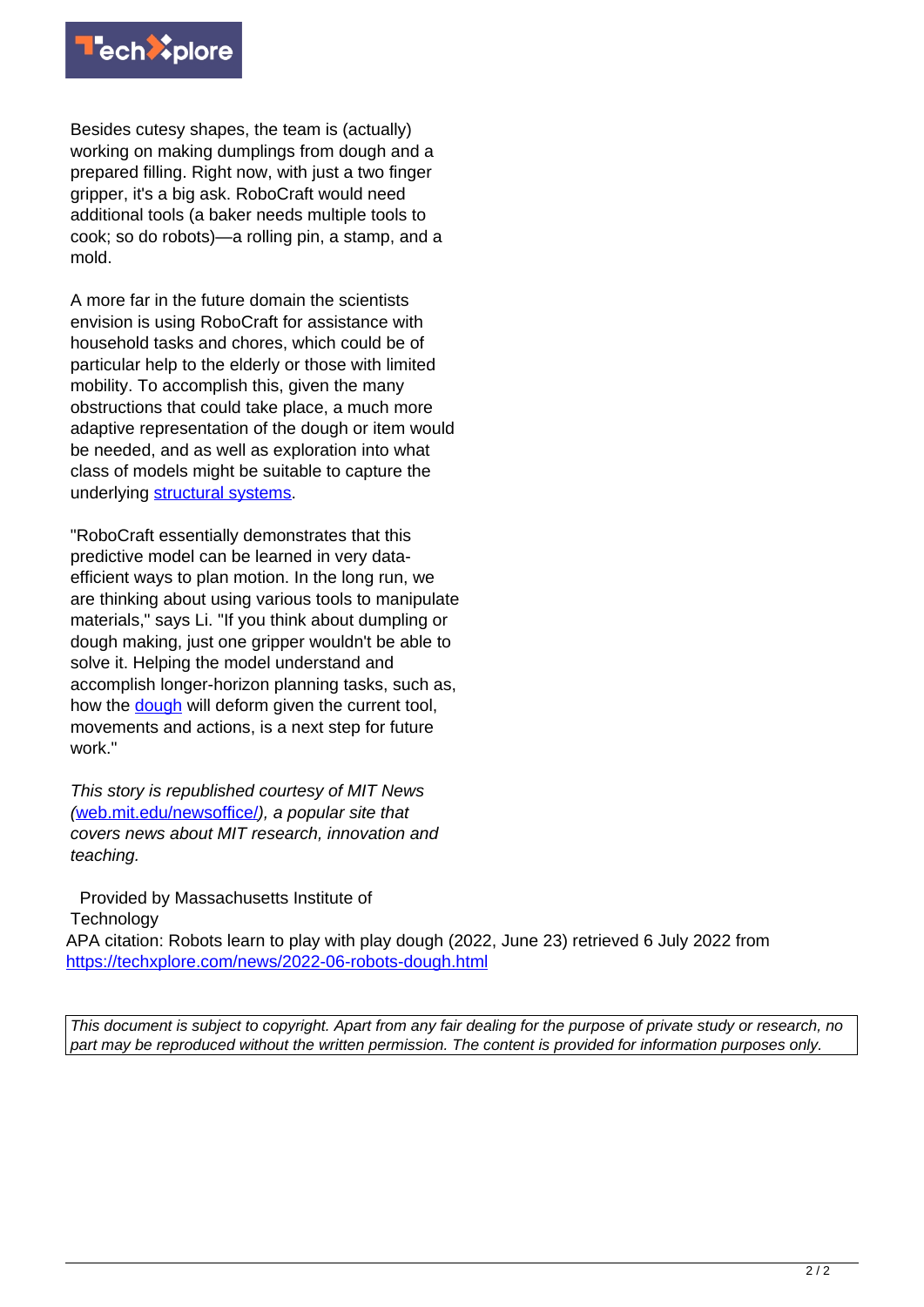Besides cutesy shapes, the team is (actually) working on making dumplings from dough and a prepared filling. Right now, with just a two finger gripper, it's a big ask. RoboCraft would need additional tools (a baker needs multiple tools to cook; so do robots)—a rolling pin, a stamp, and a mold.

A more far in the future domain the scientists envision is using RoboCraft for assistance with household tasks and chores, which could be of particular help to the elderly or those with limited mobility. To accomplish this, given the many obstructions that could take place, a much more adaptive representation of the dough or item would be needed, and as well as exploration into what class of models might be suitable to capture the underlying structural systems.

"RoboCraft essentially demonstrates that this predictive model can be learned in very data-efficient ways to plan motion. In the long run, we are thinking about using various tools to manipulate materials," says Li. "If you think about dumpling or dough making, just one gripper wouldn't be able to solve it. Helping the model understand and accomplish longer-horizon planning tasks, such as, how the dough will deform given the current tool, movements and actions, is a next step for future work."

*This story is republished courtesy of MIT News (web.mit.edu/newsoffice/), a popular site that covers news about MIT research, innovation and teaching.*

Provided by Massachusetts Institute of Technology

APA citation: Robots learn to play with play dough (2022, June 23) retrieved 6 July 2022 from https://techxplore.com/news/2022-06-robots-dough.html

*This document is subject to copyright. Apart from any fair dealing for the purpose of private study or research, no part may be reproduced without the written permission. The content is provided for information purposes only.*